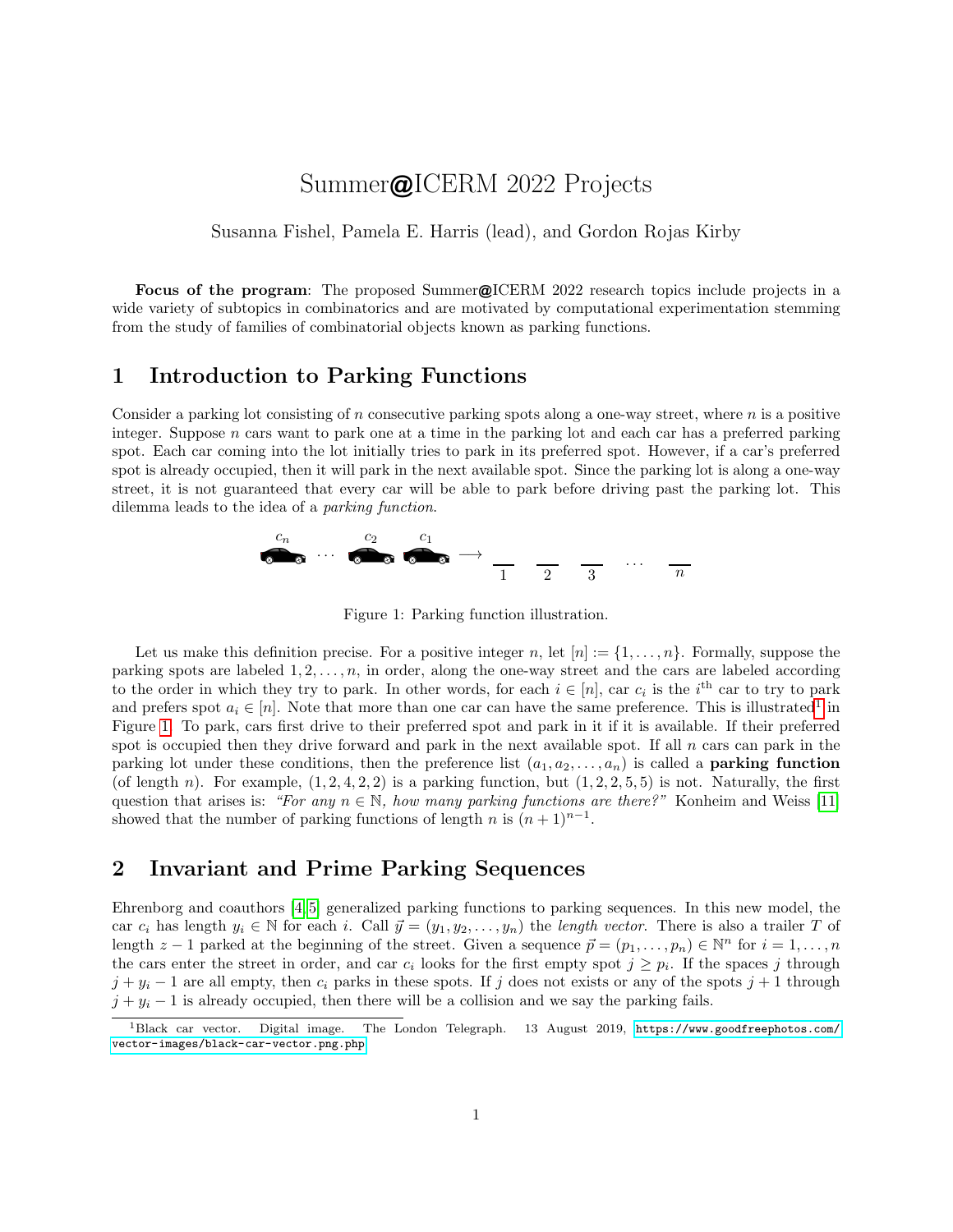# Summer@ICERM 2022 Projects

Susanna Fishel, Pamela E. Harris (lead), and Gordon Rojas Kirby

**Focus of the program**: The proposed Summer@ICERM 2022 research topics include projects in a wide variety of subtopics in combinatorics and are motivated by computational experimentation stemming from the study of families of combinatorial objects known as parking functions.

## 1 Introduction to Parking Functions

Consider a parking lot consisting of $n$ consecutive parking spots along a one-way street, where $n$ is a positive integer. Suppose $n$ cars want to park one at a time in the parking lot and each car has a preferred parking spot. Each car coming into the lot initially tries to park in its preferred spot. However, if a car's preferred spot is already occupied, then it will park in the next available spot. Since the parking lot is along a one-way street, it is not guaranteed that every car will be able to park before driving past the parking lot. This dilemma leads to the idea of a *parking function*.

Figure 1: Parking function illustration.

Let us make this definition precise. For a positive integer $n$, let $[n] := \{1, \ldots, n\}$. Formally, suppose the parking spots are labeled $1, 2, \ldots, n$, in order, along the one-way street and the cars are labeled according to the order in which they try to park. In other words, for each $i \in [n]$, car $c_i$ is the $i^{\text{th}}$ car to try to park and prefers spot $a_i \in [n]$. Note that more than one car can have the same preference. This is illustrated[1] in Figure 1. To park, cars first drive to their preferred spot and park in it if it is available. If their preferred spot is occupied then they drive forward and park in the next available spot. If all $n$ cars can park in the parking lot under these conditions, then the preference list $(a_1, a_2, \ldots, a_n)$ is called a **parking function** (of length $n$). For example, $(1, 2, 4, 2, 2)$ is a parking function, but $(1, 2, 2, 5, 5)$ is not. Naturally, the first question that arises is: *"For any $n \in \mathbb{N}$, how many parking functions are there?"* Konheim and Weiss [11] showed that the number of parking functions of length $n$ is $(n+1)^{n-1}$.

## 2 Invariant and Prime Parking Sequences

Ehrenborg and coauthors [4, 5] generalized parking functions to parking sequences. In this new model, the car $c_i$ has length $y_i \in \mathbb{N}$ for each $i$. Call $\vec{y} = (y_1, y_2, \ldots, y_n)$ the *length vector*. There is also a trailer $T$ of length $z - 1$ parked at the beginning of the street. Given a sequence $\vec{p} = (p_1, \ldots, p_n) \in \mathbb{N}^n$ for $i = 1, \ldots, n$ the cars enter the street in order, and car $c_i$ looks for the first empty spot $j \geq p_i$. If the spaces $j$ through $j + y_i - 1$ are all empty, then $c_i$ parks in these spots. If $j$ does not exists or any of the spots $j + 1$ through $j + y_i - 1$ is already occupied, then there will be a collision and we say the parking fails.

[1] Black car vector. Digital image. The London Telegraph. 13 August 2019, https://www.goodfreephotos.com/vector-images/black-car-vector.png.php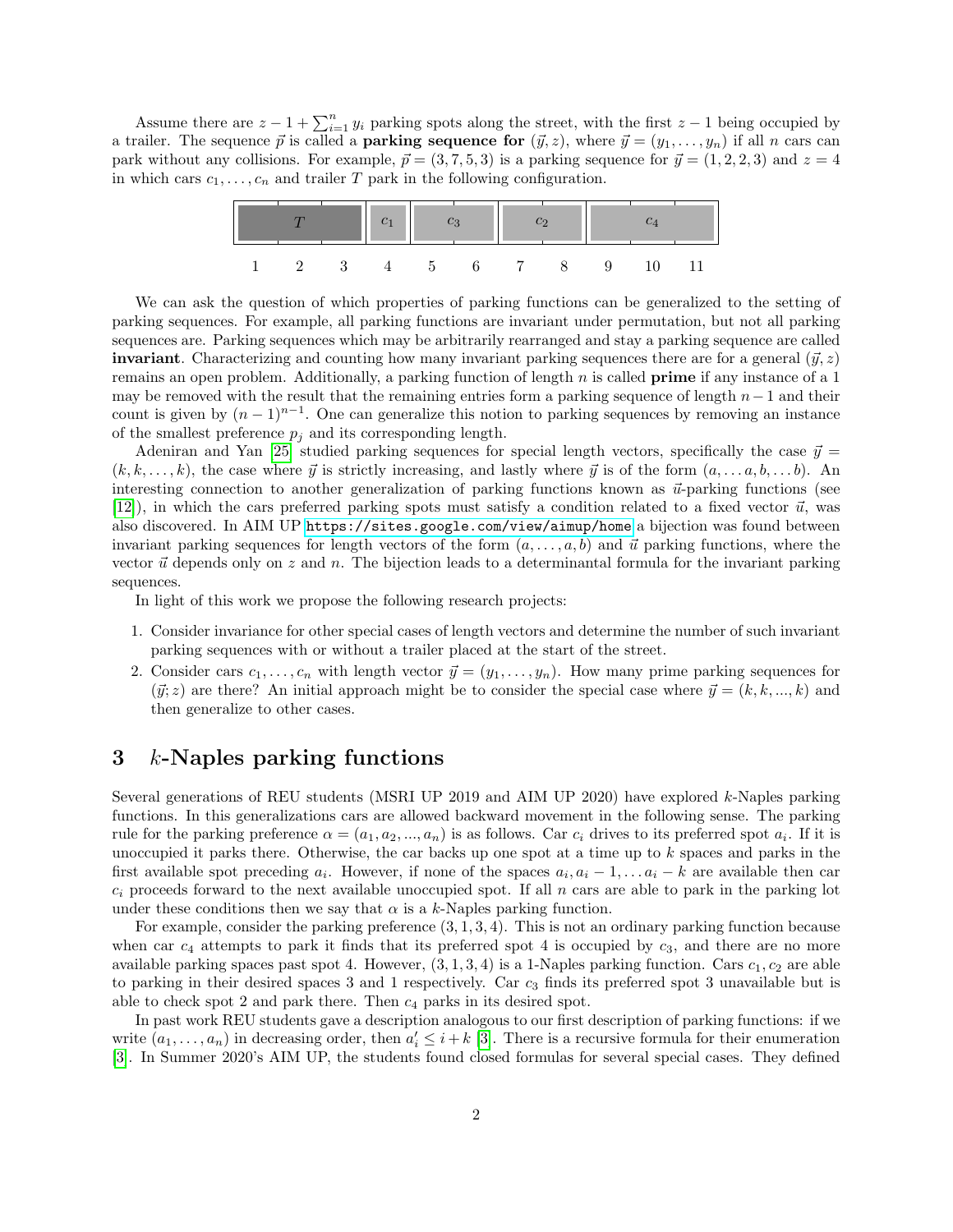Assume there are $z - 1 + \sum_{i=1}^{n} y_i$ parking spots along the street, with the first $z-1$ being occupied by a trailer. The sequence $\vec{p}$ is called a **parking sequence for** $(\vec{y}, z)$, where $\vec{y} = (y_1, \ldots, y_n)$ if all $n$ cars can park without any collisions. For example, $\vec{p} = (3, 7, 5, 3)$ is a parking sequence for $\vec{y} = (1, 2, 2, 3)$ and $z = 4$ in which cars $c_1, \ldots, c_n$ and trailer $T$ park in the following configuration.

| $T$ | | | $c_1$ | $c_3$ | | $c_2$ | | $c_4$ | | |
|---|---|---|---|---|---|---|---|---|---|---|
| 1 | 2 | 3 | 4 | 5 | 6 | 7 | 8 | 9 | 10 | 11 |

We can ask the question of which properties of parking functions can be generalized to the setting of parking sequences. For example, all parking functions are invariant under permutation, but not all parking sequences are. Parking sequences which may be arbitrarily rearranged and stay a parking sequence are called **invariant**. Characterizing and counting how many invariant parking sequences there are for a general $(\vec{y}, z)$ remains an open problem. Additionally, a parking function of length $n$ is called **prime** if any instance of a 1 may be removed with the result that the remaining entries form a parking sequence of length $n-1$ and their count is given by $(n-1)^{n-1}$. One can generalize this notion to parking sequences by removing an instance of the smallest preference $p_j$ and its corresponding length.

Adeniran and Yan [25] studied parking sequences for special length vectors, specifically the case $\vec{y} = (k, k, \ldots, k)$, the case where $\vec{y}$ is strictly increasing, and lastly where $\vec{y}$ is of the form $(a, \ldots a, b, \ldots b)$. An interesting connection to another generalization of parking functions known as $\vec{u}$-parking functions (see [12]), in which the cars preferred parking spots must satisfy a condition related to a fixed vector $\vec{u}$, was also discovered. In AIM UP https://sites.google.com/view/aimup/home a bijection was found between invariant parking sequences for length vectors of the form $(a, \ldots, a, b)$ and $\vec{u}$ parking functions, where the vector $\vec{u}$ depends only on $z$ and $n$. The bijection leads to a determinantal formula for the invariant parking sequences.

In light of this work we propose the following research projects:

1. Consider invariance for other special cases of length vectors and determine the number of such invariant parking sequences with or without a trailer placed at the start of the street.
2. Consider cars $c_1, \ldots, c_n$ with length vector $\vec{y} = (y_1, \ldots, y_n)$. How many prime parking sequences for $(\vec{y}; z)$ are there? An initial approach might be to consider the special case where $\vec{y} = (k, k, ..., k)$ and then generalize to other cases.

# 3 $k$-Naples parking functions

Several generations of REU students (MSRI UP 2019 and AIM UP 2020) have explored $k$-Naples parking functions. In this generalizations cars are allowed backward movement in the following sense. The parking rule for the parking preference $\alpha = (a_1, a_2, ..., a_n)$ is as follows. Car $c_i$ drives to its preferred spot $a_i$. If it is unoccupied it parks there. Otherwise, the car backs up one spot at a time up to $k$ spaces and parks in the first available spot preceding $a_i$. However, if none of the spaces $a_i, a_i - 1, \ldots a_i - k$ are available then car $c_i$ proceeds forward to the next available unoccupied spot. If all $n$ cars are able to park in the parking lot under these conditions then we say that $\alpha$ is a $k$-Naples parking function.

For example, consider the parking preference $(3, 1, 3, 4)$. This is not an ordinary parking function because when car $c_4$ attempts to park it finds that its preferred spot 4 is occupied by $c_3$, and there are no more available parking spaces past spot 4. However, $(3, 1, 3, 4)$ is a 1-Naples parking function. Cars $c_1, c_2$ are able to parking in their desired spaces 3 and 1 respectively. Car $c_3$ finds its preferred spot 3 unavailable but is able to check spot 2 and park there. Then $c_4$ parks in its desired spot.

In past work REU students gave a description analogous to our first description of parking functions: if we write $(a_1, \ldots, a_n)$ in decreasing order, then $a'_i \leq i + k$ [3]. There is a recursive formula for their enumeration [3]. In Summer 2020's AIM UP, the students found closed formulas for several special cases. They defined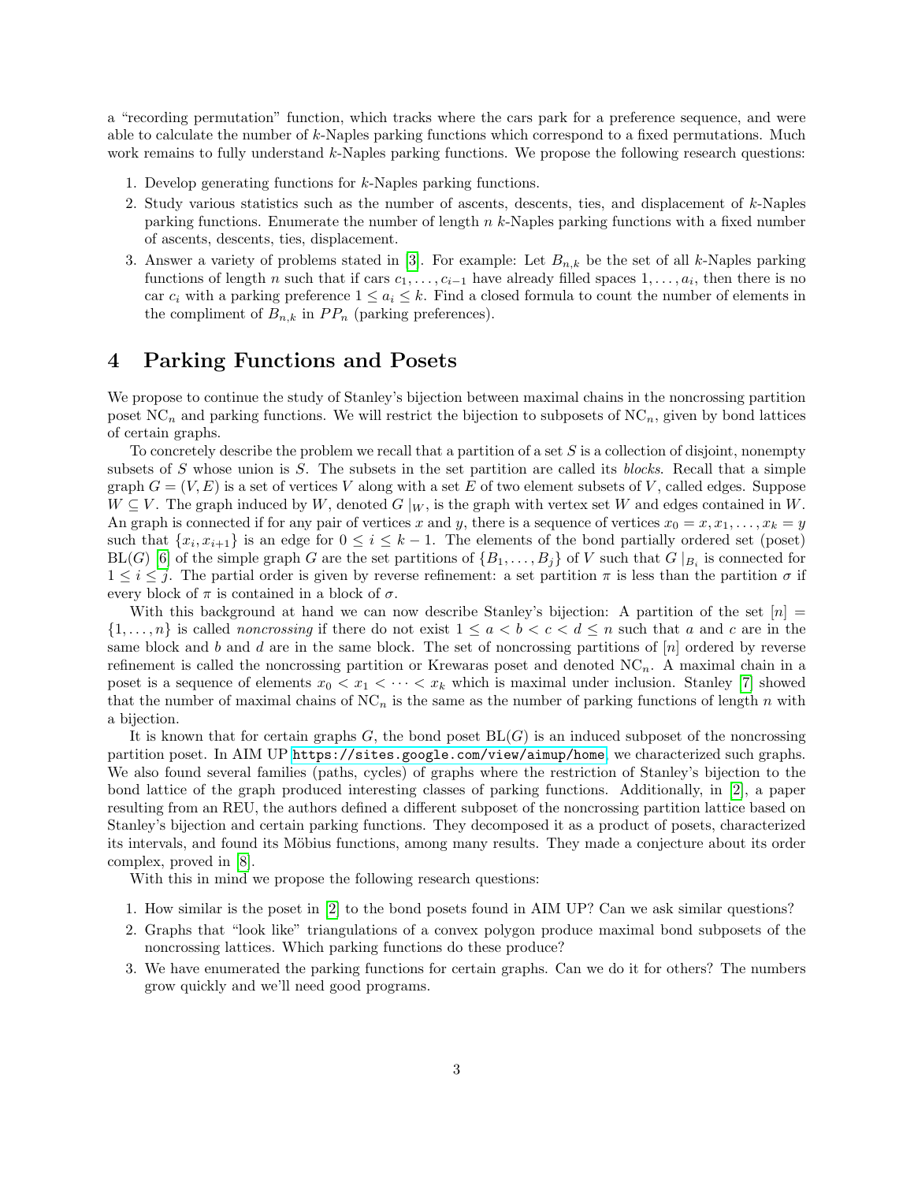a "recording permutation" function, which tracks where the cars park for a preference sequence, and were able to calculate the number of $k$-Naples parking functions which correspond to a fixed permutations. Much work remains to fully understand $k$-Naples parking functions. We propose the following research questions:

1. Develop generating functions for $k$-Naples parking functions.
2. Study various statistics such as the number of ascents, descents, ties, and displacement of $k$-Naples parking functions. Enumerate the number of length $n$ $k$-Naples parking functions with a fixed number of ascents, descents, ties, displacement.
3. Answer a variety of problems stated in [3]. For example: Let $B_{n,k}$ be the set of all $k$-Naples parking functions of length $n$ such that if cars $c_1, \ldots, c_{i-1}$ have already filled spaces $1, \ldots, a_i$, then there is no car $c_i$ with a parking preference $1 \leq a_i \leq k$. Find a closed formula to count the number of elements in the compliment of $B_{n,k}$ in $PP_n$ (parking preferences).

## 4 Parking Functions and Posets

We propose to continue the study of Stanley's bijection between maximal chains in the noncrossing partition poset $\text{NC}_n$ and parking functions. We will restrict the bijection to subposets of $\text{NC}_n$, given by bond lattices of certain graphs.

To concretely describe the problem we recall that a partition of a set $S$ is a collection of disjoint, nonempty subsets of $S$ whose union is $S$. The subsets in the set partition are called its *blocks*. Recall that a simple graph $G = (V, E)$ is a set of vertices $V$ along with a set $E$ of two element subsets of $V$, called edges. Suppose $W \subseteq V$. The graph induced by $W$, denoted $G\mid_W$, is the graph with vertex set $W$ and edges contained in $W$. An graph is connected if for any pair of vertices $x$ and $y$, there is a sequence of vertices $x_0 = x, x_1, \ldots, x_k = y$ such that $\{x_i, x_{i+1}\}$ is an edge for $0 \leq i \leq k-1$. The elements of the bond partially ordered set (poset) $\text{BL}(G)$ [6] of the simple graph $G$ are the set partitions of $\{B_1, \ldots, B_j\}$ of $V$ such that $G\mid_{B_i}$ is connected for $1 \leq i \leq j$. The partial order is given by reverse refinement: a set partition $\pi$ is less than the partition $\sigma$ if every block of $\pi$ is contained in a block of $\sigma$.

With this background at hand we can now describe Stanley's bijection: A partition of the set $[n] = \{1, \ldots, n\}$ is called *noncrossing* if there do not exist $1 \leq a < b < c < d \leq n$ such that $a$ and $c$ are in the same block and $b$ and $d$ are in the same block. The set of noncrossing partitions of $[n]$ ordered by reverse refinement is called the noncrossing partition or Krewaras poset and denoted $\text{NC}_n$. A maximal chain in a poset is a sequence of elements $x_0 < x_1 < \cdots < x_k$ which is maximal under inclusion. Stanley [7] showed that the number of maximal chains of $\text{NC}_n$ is the same as the number of parking functions of length $n$ with a bijection.

It is known that for certain graphs $G$, the bond poset $\text{BL}(G)$ is an induced subposet of the noncrossing partition poset. In AIM UP https://sites.google.com/view/aimup/home, we characterized such graphs. We also found several families (paths, cycles) of graphs where the restriction of Stanley's bijection to the bond lattice of the graph produced interesting classes of parking functions. Additionally, in [2], a paper resulting from an REU, the authors defined a different subposet of the noncrossing partition lattice based on Stanley's bijection and certain parking functions. They decomposed it as a product of posets, characterized its intervals, and found its Möbius functions, among many results. They made a conjecture about its order complex, proved in [8].

With this in mind we propose the following research questions:

1. How similar is the poset in [2] to the bond posets found in AIM UP? Can we ask similar questions?
2. Graphs that "look like" triangulations of a convex polygon produce maximal bond subposets of the noncrossing lattices. Which parking functions do these produce?
3. We have enumerated the parking functions for certain graphs. Can we do it for others? The numbers grow quickly and we'll need good programs.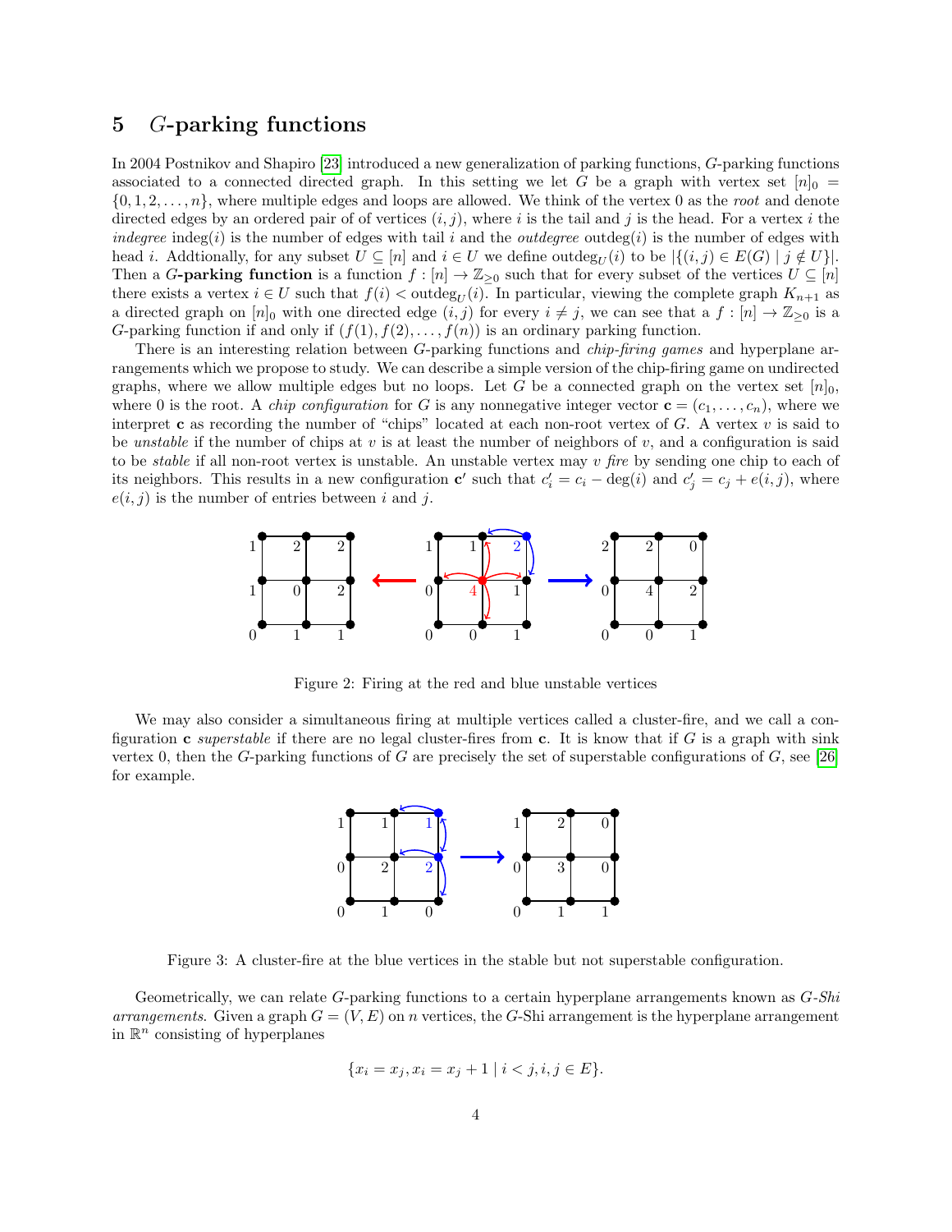## 5 $G$-parking functions

In 2004 Postnikov and Shapiro [23] introduced a new generalization of parking functions, $G$-parking functions associated to a connected directed graph. In this setting we let $G$ be a graph with vertex set $[n]_0 = \{0, 1, 2, \ldots, n\}$, where multiple edges and loops are allowed. We think of the vertex 0 as the *root* and denote directed edges by an ordered pair of of vertices $(i, j)$, where $i$ is the tail and $j$ is the head. For a vertex $i$ the *indegree* $\text{indeg}(i)$ is the number of edges with tail $i$ and the *outdegree* $\text{outdeg}(i)$ is the number of edges with head $i$. Addtionally, for any subset $U \subseteq [n]$ and $i \in U$ we define $\text{outdeg}_U(i)$ to be $|\{(i, j) \in E(G) \mid j \notin U\}|$. Then a **$G$-parking function** is a function $f : [n] \to \mathbb{Z}_{\geq 0}$ such that for every subset of the vertices $U \subseteq [n]$ there exists a vertex $i \in U$ such that $f(i) < \text{outdeg}_U(i)$. In particular, viewing the complete graph $K_{n+1}$ as a directed graph on $[n]_0$ with one directed edge $(i, j)$ for every $i \neq j$, we can see that a $f : [n] \to \mathbb{Z}_{\geq 0}$ is a $G$-parking function if and only if $(f(1), f(2), \ldots, f(n))$ is an ordinary parking function.

There is an interesting relation between $G$-parking functions and *chip-firing games* and hyperplane arrangements which we propose to study. We can describe a simple version of the chip-firing game on undirected graphs, where we allow multiple edges but no loops. Let $G$ be a connected graph on the vertex set $[n]_0$, where 0 is the root. A *chip configuration* for $G$ is any nonnegative integer vector $\mathbf{c} = (c_1, \ldots, c_n)$, where we interpret $\mathbf{c}$ as recording the number of "chips" located at each non-root vertex of $G$. A vertex $v$ is said to be *unstable* if the number of chips at $v$ is at least the number of neighbors of $v$, and a configuration is said to be *stable* if all non-root vertex is unstable. An unstable vertex may $v$ *fire* by sending one chip to each of its neighbors. This results in a new configuration $\mathbf{c}'$ such that $c'_i = c_i - \deg(i)$ and $c'_j = c_j + e(i, j)$, where $e(i, j)$ is the number of entries between $i$ and $j$.

Figure 2: Firing at the red and blue unstable vertices

We may also consider a simultaneous firing at multiple vertices called a cluster-fire, and we call a configuration $\mathbf{c}$ *superstable* if there are no legal cluster-fires from $\mathbf{c}$. It is know that if $G$ is a graph with sink vertex 0, then the $G$-parking functions of $G$ are precisely the set of superstable configurations of $G$, see [26] for example.

Figure 3: A cluster-fire at the blue vertices in the stable but not superstable configuration.

Geometrically, we can relate $G$-parking functions to a certain hyperplane arrangements known as *$G$-Shi arrangements*. Given a graph $G = (V, E)$ on $n$ vertices, the $G$-Shi arrangement is the hyperplane arrangement in $\mathbb{R}^n$ consisting of hyperplanes

$$\{x_i = x_j, x_i = x_j + 1 \mid i < j, i, j \in E\}.$$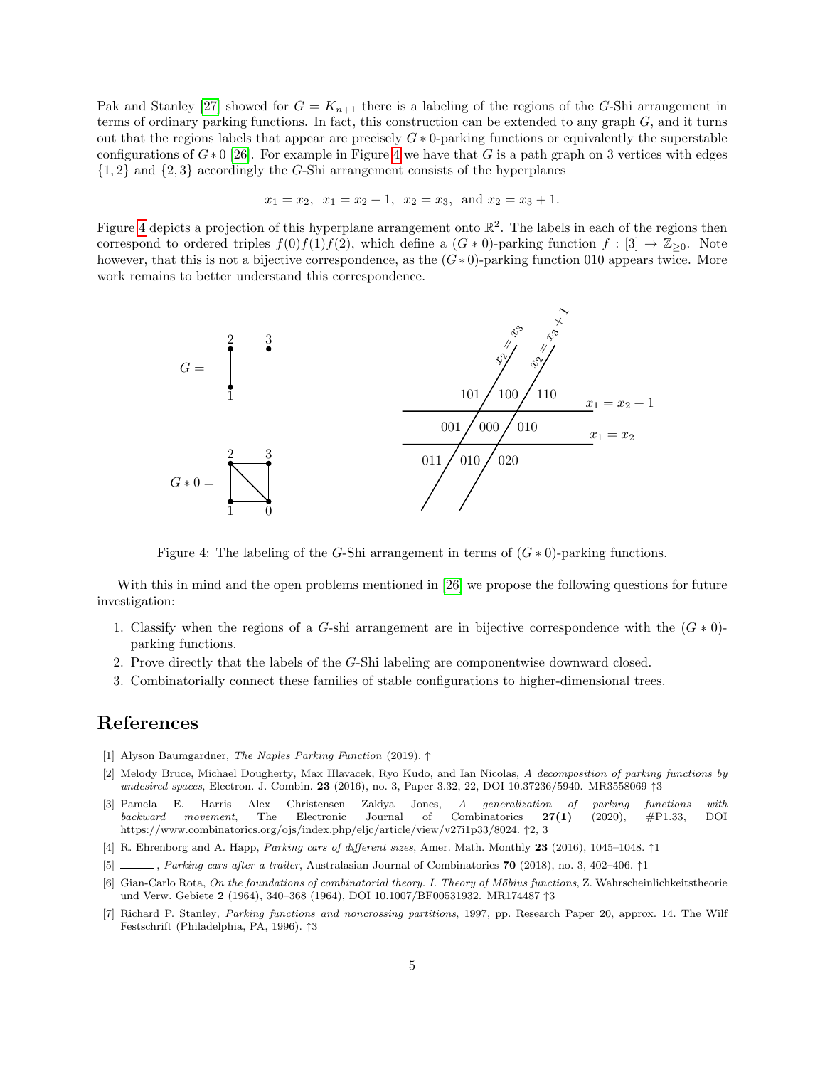Pak and Stanley [27] showed for $G = K_{n+1}$ there is a labeling of the regions of the $G$-Shi arrangement in terms of ordinary parking functions. In fact, this construction can be extended to any graph $G$, and it turns out that the regions labels that appear are precisely $G*0$-parking functions or equivalently the superstable configurations of $G*0$ [26]. For example in Figure 4 we have that $G$ is a path graph on 3 vertices with edges $\{1,2\}$ and $\{2,3\}$ accordingly the $G$-Shi arrangement consists of the hyperplanes

$$x_1 = x_2, \;\; x_1 = x_2 + 1, \;\; x_2 = x_3, \;\text{ and } x_2 = x_3 + 1.$$

Figure 4 depicts a projection of this hyperplane arrangement onto $\mathbb{R}^2$. The labels in each of the regions then correspond to ordered triples $f(0)f(1)f(2)$, which define a $(G*0)$-parking function $f : [3] \to \mathbb{Z}_{\geq 0}$. Note however, that this is not a bijective correspondence, as the $(G*0)$-parking function 010 appears twice. More work remains to better understand this correspondence.

Figure 4: The labeling of the $G$-Shi arrangement in terms of $(G*0)$-parking functions.

With this in mind and the open problems mentioned in [26] we propose the following questions for future investigation:

1. Classify when the regions of a $G$-shi arrangement are in bijective correspondence with the $(G*0)$-parking functions.
2. Prove directly that the labels of the $G$-Shi labeling are componentwise downward closed.
3. Combinatorially connect these families of stable configurations to higher-dimensional trees.

# References

[1] Alyson Baumgardner, *The Naples Parking Function* (2019). ↑

[2] Melody Bruce, Michael Dougherty, Max Hlavacek, Ryo Kudo, and Ian Nicolas, *A decomposition of parking functions by undesired spaces*, Electron. J. Combin. **23** (2016), no. 3, Paper 3.32, 22, DOI 10.37236/5940. MR3558069 ↑3

[3] Pamela E. Harris Alex Christensen Zakiya Jones, *A generalization of parking functions with backward movement*, The Electronic Journal of Combinatorics **27(1)** (2020), #P1.33, DOI https://www.combinatorics.org/ojs/index.php/eljc/article/view/v27i1p33/8024. ↑2, 3

[4] R. Ehrenborg and A. Happ, *Parking cars of different sizes*, Amer. Math. Monthly **23** (2016), 1045–1048. ↑1

[5] ———, *Parking cars after a trailer*, Australasian Journal of Combinatorics **70** (2018), no. 3, 402–406. ↑1

[6] Gian-Carlo Rota, *On the foundations of combinatorial theory. I. Theory of Möbius functions*, Z. Wahrscheinlichkeitstheorie und Verw. Gebiete **2** (1964), 340–368 (1964), DOI 10.1007/BF00531932. MR174487 ↑3

[7] Richard P. Stanley, *Parking functions and noncrossing partitions*, 1997, pp. Research Paper 20, approx. 14. The Wilf Festschrift (Philadelphia, PA, 1996). ↑3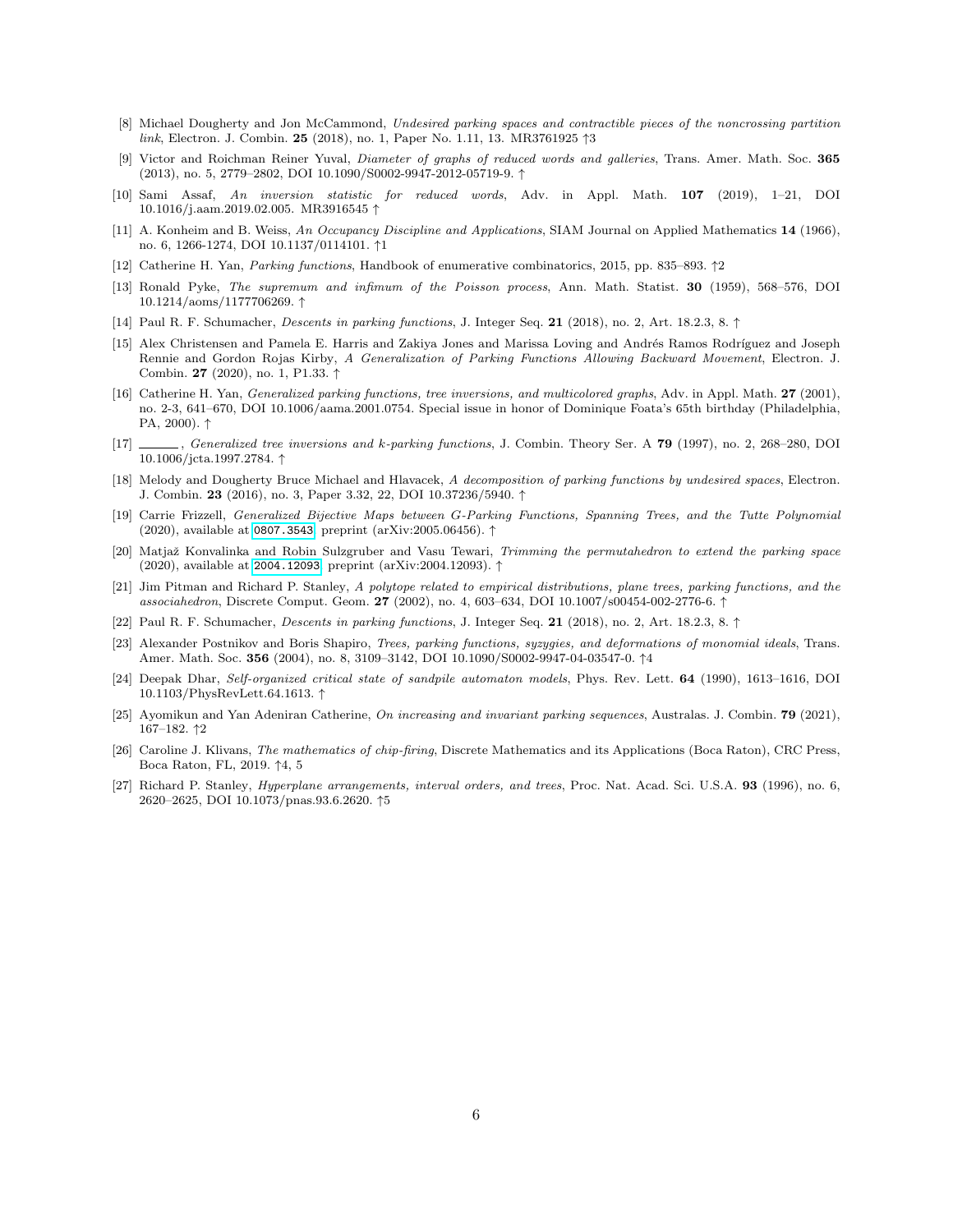[8] Michael Dougherty and Jon McCammond, *Undesired parking spaces and contractible pieces of the noncrossing partition link*, Electron. J. Combin. **25** (2018), no. 1, Paper No. 1.11, 13. MR3761925 ↑3

[9] Victor and Roichman Reiner Yuval, *Diameter of graphs of reduced words and galleries*, Trans. Amer. Math. Soc. **365** (2013), no. 5, 2779–2802, DOI 10.1090/S0002-9947-2012-05719-9. ↑

[10] Sami Assaf, *An inversion statistic for reduced words*, Adv. in Appl. Math. **107** (2019), 1–21, DOI 10.1016/j.aam.2019.02.005. MR3916545 ↑

[11] A. Konheim and B. Weiss, *An Occupancy Discipline and Applications*, SIAM Journal on Applied Mathematics **14** (1966), no. 6, 1266-1274, DOI 10.1137/0114101. ↑1

[12] Catherine H. Yan, *Parking functions*, Handbook of enumerative combinatorics, 2015, pp. 835–893. ↑2

[13] Ronald Pyke, *The supremum and infimum of the Poisson process*, Ann. Math. Statist. **30** (1959), 568–576, DOI 10.1214/aoms/1177706269. ↑

[14] Paul R. F. Schumacher, *Descents in parking functions*, J. Integer Seq. **21** (2018), no. 2, Art. 18.2.3, 8. ↑

[15] Alex Christensen and Pamela E. Harris and Zakiya Jones and Marissa Loving and Andrés Ramos Rodríguez and Joseph Rennie and Gordon Rojas Kirby, *A Generalization of Parking Functions Allowing Backward Movement*, Electron. J. Combin. **27** (2020), no. 1, P1.33. ↑

[16] Catherine H. Yan, *Generalized parking functions, tree inversions, and multicolored graphs*, Adv. in Appl. Math. **27** (2001), no. 2-3, 641–670, DOI 10.1006/aama.2001.0754. Special issue in honor of Dominique Foata's 65th birthday (Philadelphia, PA, 2000). ↑

[17] ______, *Generalized tree inversions and k-parking functions*, J. Combin. Theory Ser. A **79** (1997), no. 2, 268–280, DOI 10.1006/jcta.1997.2784. ↑

[18] Melody and Dougherty Bruce Michael and Hlavacek, *A decomposition of parking functions by undesired spaces*, Electron. J. Combin. **23** (2016), no. 3, Paper 3.32, 22, DOI 10.37236/5940. ↑

[19] Carrie Frizzell, *Generalized Bijective Maps between G-Parking Functions, Spanning Trees, and the Tutte Polynomial* (2020), available at 0807.3543. preprint (arXiv:2005.06456). ↑

[20] Matjaž Konvalinka and Robin Sulzgruber and Vasu Tewari, *Trimming the permutahedron to extend the parking space* (2020), available at 2004.12093. preprint (arXiv:2004.12093). ↑

[21] Jim Pitman and Richard P. Stanley, *A polytope related to empirical distributions, plane trees, parking functions, and the associahedron*, Discrete Comput. Geom. **27** (2002), no. 4, 603–634, DOI 10.1007/s00454-002-2776-6. ↑

[22] Paul R. F. Schumacher, *Descents in parking functions*, J. Integer Seq. **21** (2018), no. 2, Art. 18.2.3, 8. ↑

[23] Alexander Postnikov and Boris Shapiro, *Trees, parking functions, syzygies, and deformations of monomial ideals*, Trans. Amer. Math. Soc. **356** (2004), no. 8, 3109–3142, DOI 10.1090/S0002-9947-04-03547-0. ↑4

[24] Deepak Dhar, *Self-organized critical state of sandpile automaton models*, Phys. Rev. Lett. **64** (1990), 1613–1616, DOI 10.1103/PhysRevLett.64.1613. ↑

[25] Ayomikun and Yan Adeniran Catherine, *On increasing and invariant parking sequences*, Australas. J. Combin. **79** (2021), 167–182. ↑2

[26] Caroline J. Klivans, *The mathematics of chip-firing*, Discrete Mathematics and its Applications (Boca Raton), CRC Press, Boca Raton, FL, 2019. ↑4, 5

[27] Richard P. Stanley, *Hyperplane arrangements, interval orders, and trees*, Proc. Nat. Acad. Sci. U.S.A. **93** (1996), no. 6, 2620–2625, DOI 10.1073/pnas.93.6.2620. ↑5